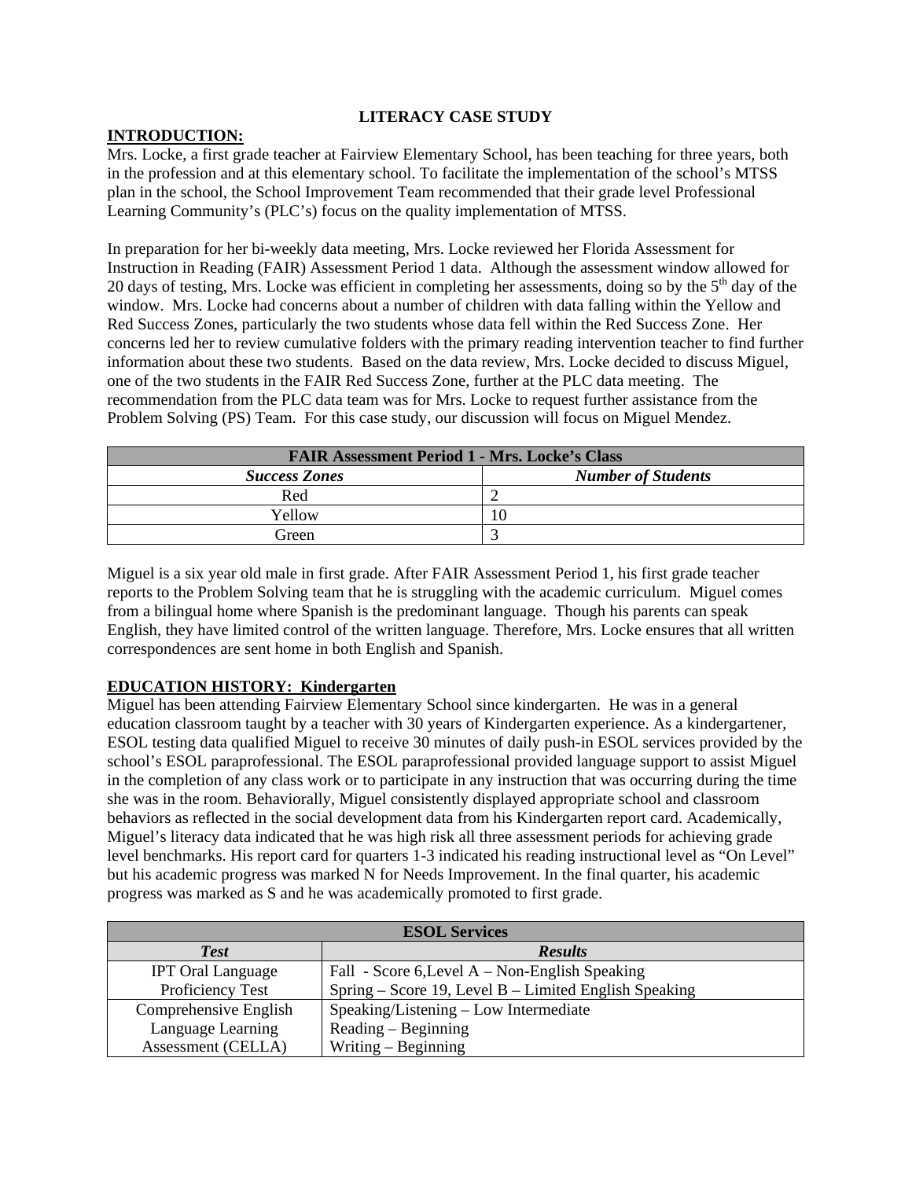# LITERACY CASE STUDY

## INTRODUCTION:

Mrs. Locke, a first grade teacher at Fairview Elementary School, has been teaching for three years, both in the profession and at this elementary school. To facilitate the implementation of the school's MTSS plan in the school, the School Improvement Team recommended that their grade level Professional Learning Community's (PLC's) focus on the quality implementation of MTSS.

In preparation for her bi-weekly data meeting, Mrs. Locke reviewed her Florida Assessment for Instruction in Reading (FAIR) Assessment Period 1 data. Although the assessment window allowed for 20 days of testing, Mrs. Locke was efficient in completing her assessments, doing so by the 5th day of the window. Mrs. Locke had concerns about a number of children with data falling within the Yellow and Red Success Zones, particularly the two students whose data fell within the Red Success Zone. Her concerns led her to review cumulative folders with the primary reading intervention teacher to find further information about these two students. Based on the data review, Mrs. Locke decided to discuss Miguel, one of the two students in the FAIR Red Success Zone, further at the PLC data meeting. The recommendation from the PLC data team was for Mrs. Locke to request further assistance from the Problem Solving (PS) Team. For this case study, our discussion will focus on Miguel Mendez.

| FAIR Assessment Period 1 - Mrs. Locke's Class | |
|---|---|
| ***Success Zones*** | ***Number of Students*** |
| Red | 2 |
| Yellow | 10 |
| Green | 3 |

Miguel is a six year old male in first grade. After FAIR Assessment Period 1, his first grade teacher reports to the Problem Solving team that he is struggling with the academic curriculum. Miguel comes from a bilingual home where Spanish is the predominant language. Though his parents can speak English, they have limited control of the written language. Therefore, Mrs. Locke ensures that all written correspondences are sent home in both English and Spanish.

## EDUCATION HISTORY: Kindergarten

Miguel has been attending Fairview Elementary School since kindergarten. He was in a general education classroom taught by a teacher with 30 years of Kindergarten experience. As a kindergartener, ESOL testing data qualified Miguel to receive 30 minutes of daily push-in ESOL services provided by the school's ESOL paraprofessional. The ESOL paraprofessional provided language support to assist Miguel in the completion of any class work or to participate in any instruction that was occurring during the time she was in the room. Behaviorally, Miguel consistently displayed appropriate school and classroom behaviors as reflected in the social development data from his Kindergarten report card. Academically, Miguel's literacy data indicated that he was high risk all three assessment periods for achieving grade level benchmarks. His report card for quarters 1-3 indicated his reading instructional level as "On Level" but his academic progress was marked N for Needs Improvement. In the final quarter, his academic progress was marked as S and he was academically promoted to first grade.

| ESOL Services | |
|---|---|
| ***Test*** | ***Results*** |
| IPT Oral Language Proficiency Test | Fall - Score 6, Level A – Non-English Speaking<br>Spring – Score 19, Level B – Limited English Speaking |
| Comprehensive English Language Learning Assessment (CELLA) | Speaking/Listening – Low Intermediate<br>Reading – Beginning<br>Writing – Beginning |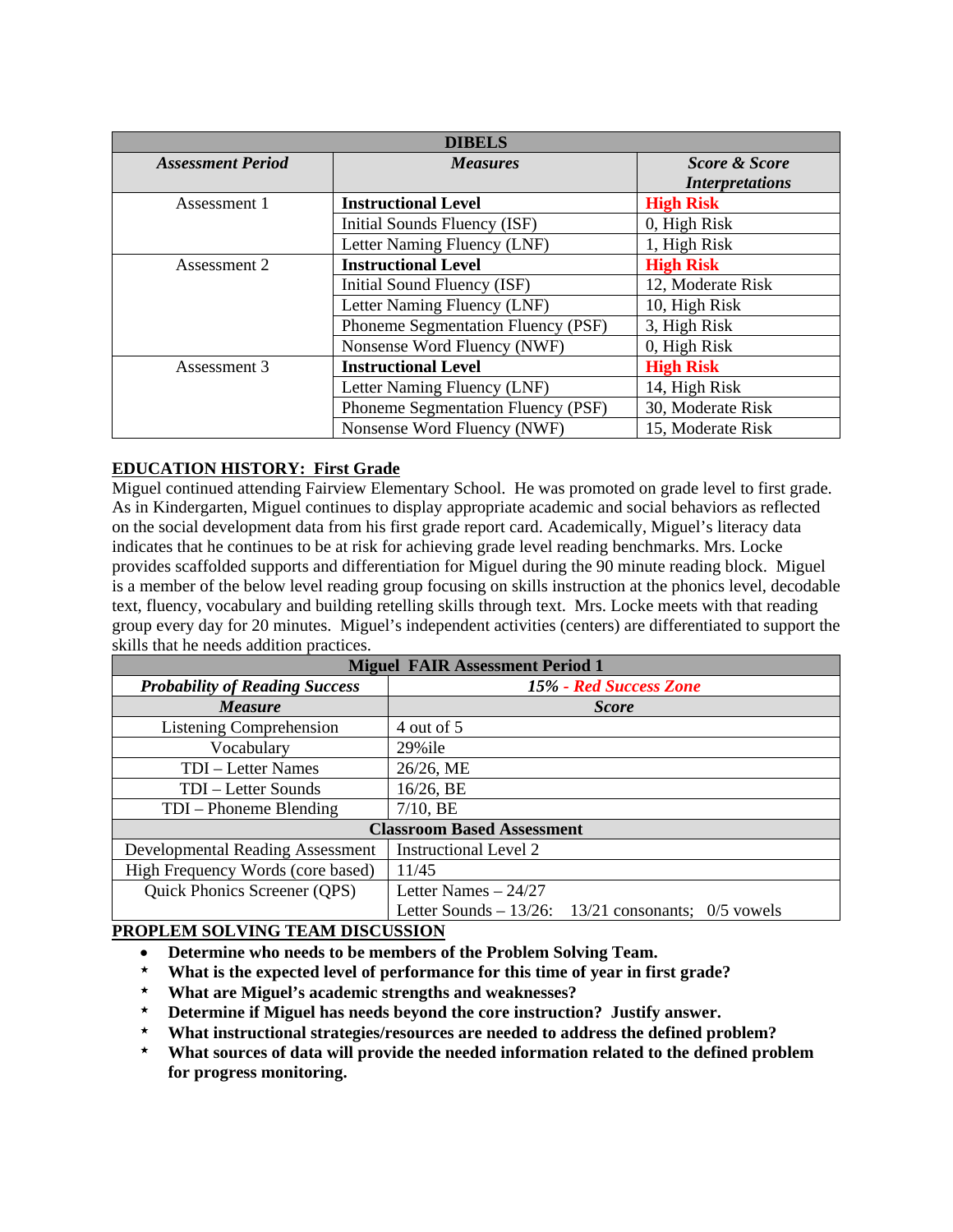| DIBELS | | |
|---|---|---|
| ***Assessment Period*** | ***Measures*** | ***Score & Score Interpretations*** |
| Assessment 1 | **Instructional Level** | **High Risk** |
| | Initial Sounds Fluency (ISF) | 0, High Risk |
| | Letter Naming Fluency (LNF) | 1, High Risk |
| Assessment 2 | **Instructional Level** | **High Risk** |
| | Initial Sound Fluency (ISF) | 12, Moderate Risk |
| | Letter Naming Fluency (LNF) | 10, High Risk |
| | Phoneme Segmentation Fluency (PSF) | 3, High Risk |
| | Nonsense Word Fluency (NWF) | 0, High Risk |
| Assessment 3 | **Instructional Level** | **High Risk** |
| | Letter Naming Fluency (LNF) | 14, High Risk |
| | Phoneme Segmentation Fluency (PSF) | 30, Moderate Risk |
| | Nonsense Word Fluency (NWF) | 15, Moderate Risk |

**EDUCATION HISTORY: First Grade**

Miguel continued attending Fairview Elementary School. He was promoted on grade level to first grade. As in Kindergarten, Miguel continues to display appropriate academic and social behaviors as reflected on the social development data from his first grade report card. Academically, Miguel's literacy data indicates that he continues to be at risk for achieving grade level reading benchmarks. Mrs. Locke provides scaffolded supports and differentiation for Miguel during the 90 minute reading block. Miguel is a member of the below level reading group focusing on skills instruction at the phonics level, decodable text, fluency, vocabulary and building retelling skills through text. Mrs. Locke meets with that reading group every day for 20 minutes. Miguel's independent activities (centers) are differentiated to support the skills that he needs addition practices.

| Miguel FAIR Assessment Period 1 | |
|---|---|
| ***Probability of Reading Success*** | ***15% - Red Success Zone*** |
| ***Measure*** | ***Score*** |
| Listening Comprehension | 4 out of 5 |
| Vocabulary | 29%ile |
| TDI – Letter Names | 26/26, ME |
| TDI – Letter Sounds | 16/26, BE |
| TDI – Phoneme Blending | 7/10, BE |
| **Classroom Based Assessment** | |
| Developmental Reading Assessment | Instructional Level 2 |
| High Frequency Words (core based) | 11/45 |
| Quick Phonics Screener (QPS) | Letter Names – 24/27<br>Letter Sounds – 13/26: 13/21 consonants; 0/5 vowels |

**PROPLEM SOLVING TEAM DISCUSSION**

- **Determine who needs to be members of the Problem Solving Team.**
- **What is the expected level of performance for this time of year in first grade?**
- **What are Miguel's academic strengths and weaknesses?**
- **Determine if Miguel has needs beyond the core instruction? Justify answer.**
- **What instructional strategies/resources are needed to address the defined problem?**
- **What sources of data will provide the needed information related to the defined problem for progress monitoring.**